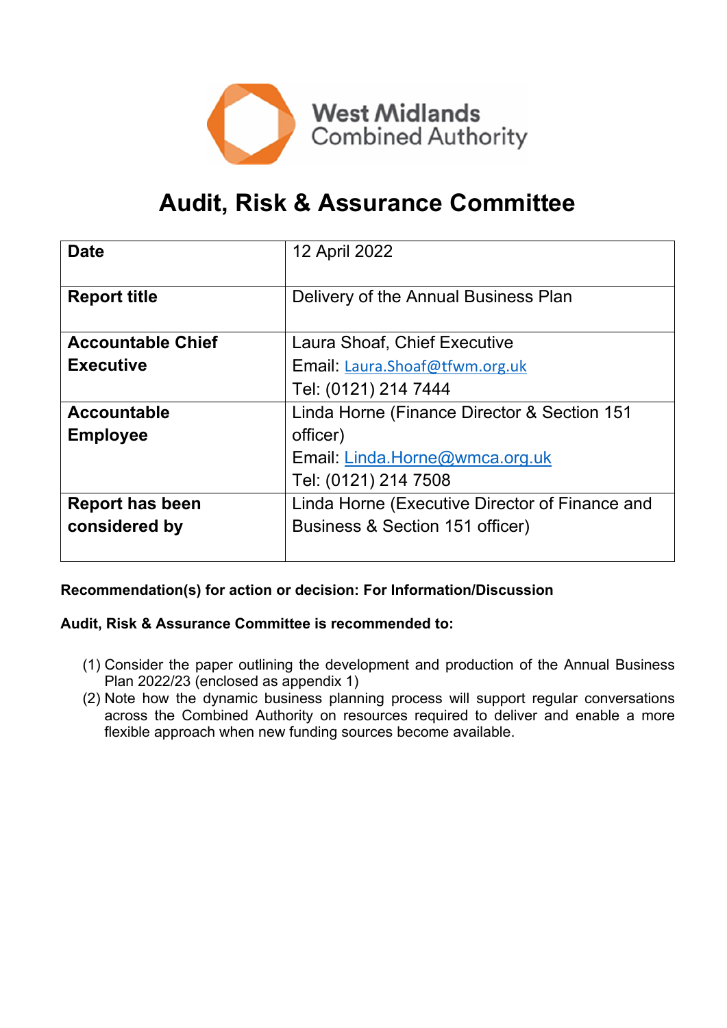West Midlands Combined Authority

# Audit, Risk & Assurance Committee

| Date | 12 April 2022 |
|---|---|
| **Report title** | Delivery of the Annual Business Plan |
| **Accountable Chief Executive** | Laura Shoaf, Chief Executive<br>Email: Laura.Shoaf@tfwm.org.uk<br>Tel: (0121) 214 7444 |
| **Accountable Employee** | Linda Horne (Finance Director & Section 151 officer)<br>Email: Linda.Horne@wmca.org.uk<br>Tel: (0121) 214 7508 |
| **Report has been considered by** | Linda Horne (Executive Director of Finance and Business & Section 151 officer) |

**Recommendation(s) for action or decision: For Information/Discussion**

**Audit, Risk & Assurance Committee is recommended to:**

(1) Consider the paper outlining the development and production of the Annual Business Plan 2022/23 (enclosed as appendix 1)

(2) Note how the dynamic business planning process will support regular conversations across the Combined Authority on resources required to deliver and enable a more flexible approach when new funding sources become available.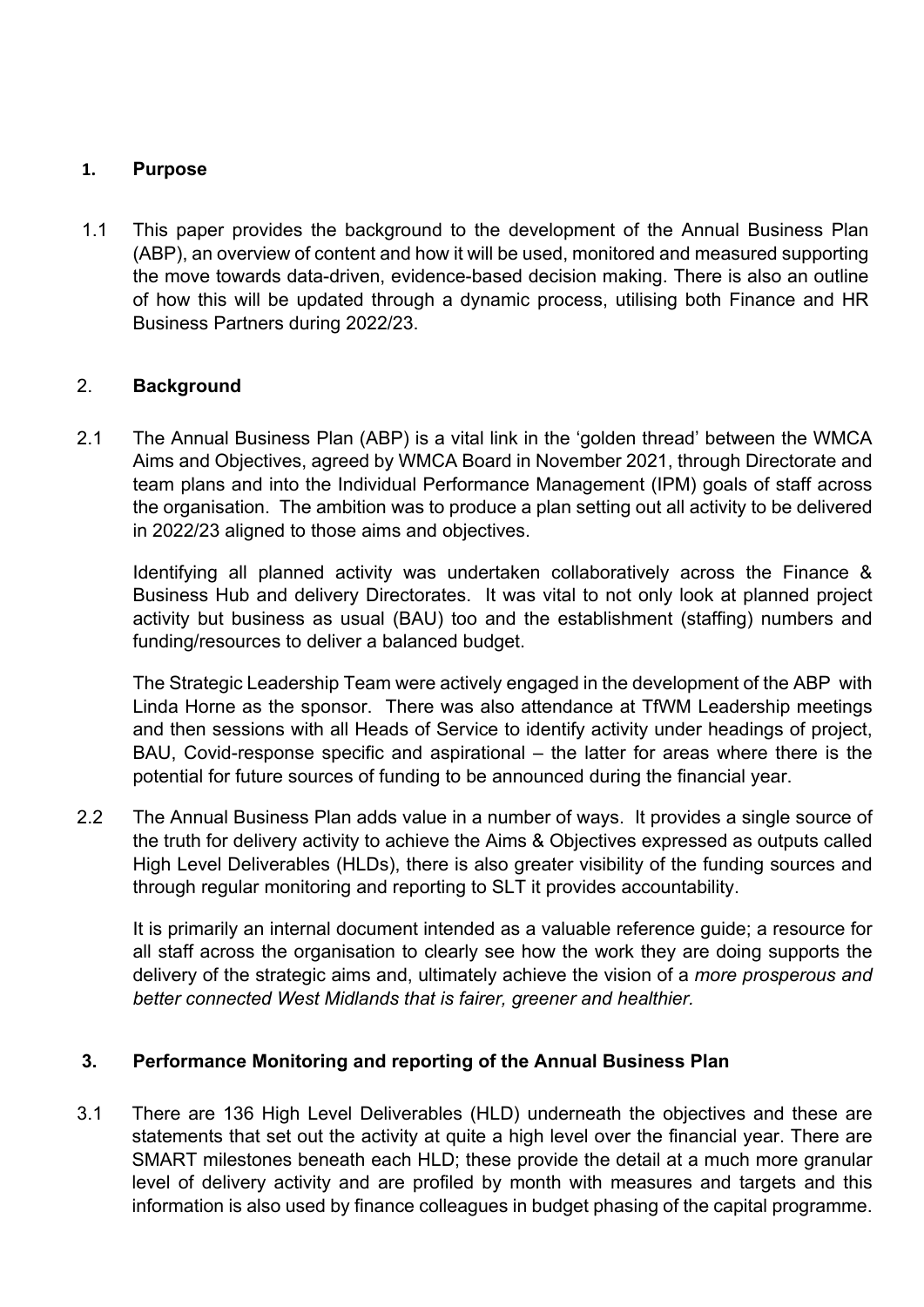## 1. Purpose

1.1 This paper provides the background to the development of the Annual Business Plan (ABP), an overview of content and how it will be used, monitored and measured supporting the move towards data-driven, evidence-based decision making. There is also an outline of how this will be updated through a dynamic process, utilising both Finance and HR Business Partners during 2022/23.

## 2. Background

2.1 The Annual Business Plan (ABP) is a vital link in the 'golden thread' between the WMCA Aims and Objectives, agreed by WMCA Board in November 2021, through Directorate and team plans and into the Individual Performance Management (IPM) goals of staff across the organisation. The ambition was to produce a plan setting out all activity to be delivered in 2022/23 aligned to those aims and objectives.

Identifying all planned activity was undertaken collaboratively across the Finance & Business Hub and delivery Directorates. It was vital to not only look at planned project activity but business as usual (BAU) too and the establishment (staffing) numbers and funding/resources to deliver a balanced budget.

The Strategic Leadership Team were actively engaged in the development of the ABP with Linda Horne as the sponsor. There was also attendance at TfWM Leadership meetings and then sessions with all Heads of Service to identify activity under headings of project, BAU, Covid-response specific and aspirational – the latter for areas where there is the potential for future sources of funding to be announced during the financial year.

2.2 The Annual Business Plan adds value in a number of ways. It provides a single source of the truth for delivery activity to achieve the Aims & Objectives expressed as outputs called High Level Deliverables (HLDs), there is also greater visibility of the funding sources and through regular monitoring and reporting to SLT it provides accountability.

It is primarily an internal document intended as a valuable reference guide; a resource for all staff across the organisation to clearly see how the work they are doing supports the delivery of the strategic aims and, ultimately achieve the vision of a *more prosperous and better connected West Midlands that is fairer, greener and healthier.*

## 3. Performance Monitoring and reporting of the Annual Business Plan

3.1 There are 136 High Level Deliverables (HLD) underneath the objectives and these are statements that set out the activity at quite a high level over the financial year. There are SMART milestones beneath each HLD; these provide the detail at a much more granular level of delivery activity and are profiled by month with measures and targets and this information is also used by finance colleagues in budget phasing of the capital programme.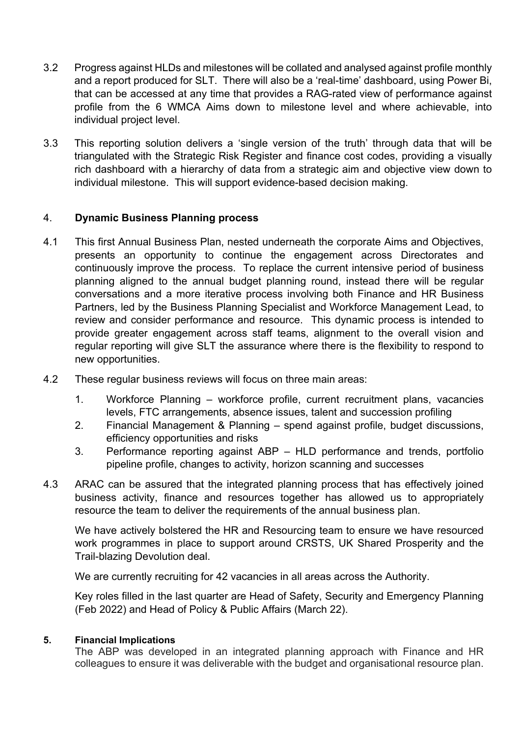3.2 Progress against HLDs and milestones will be collated and analysed against profile monthly and a report produced for SLT. There will also be a 'real-time' dashboard, using Power Bi, that can be accessed at any time that provides a RAG-rated view of performance against profile from the 6 WMCA Aims down to milestone level and where achievable, into individual project level.

3.3 This reporting solution delivers a 'single version of the truth' through data that will be triangulated with the Strategic Risk Register and finance cost codes, providing a visually rich dashboard with a hierarchy of data from a strategic aim and objective view down to individual milestone. This will support evidence-based decision making.

## 4. **Dynamic Business Planning process**

4.1 This first Annual Business Plan, nested underneath the corporate Aims and Objectives, presents an opportunity to continue the engagement across Directorates and continuously improve the process. To replace the current intensive period of business planning aligned to the annual budget planning round, instead there will be regular conversations and a more iterative process involving both Finance and HR Business Partners, led by the Business Planning Specialist and Workforce Management Lead, to review and consider performance and resource. This dynamic process is intended to provide greater engagement across staff teams, alignment to the overall vision and regular reporting will give SLT the assurance where there is the flexibility to respond to new opportunities.

4.2 These regular business reviews will focus on three main areas:

1. Workforce Planning – workforce profile, current recruitment plans, vacancies levels, FTC arrangements, absence issues, talent and succession profiling
2. Financial Management & Planning – spend against profile, budget discussions, efficiency opportunities and risks
3. Performance reporting against ABP – HLD performance and trends, portfolio pipeline profile, changes to activity, horizon scanning and successes

4.3 ARAC can be assured that the integrated planning process that has effectively joined business activity, finance and resources together has allowed us to appropriately resource the team to deliver the requirements of the annual business plan.

We have actively bolstered the HR and Resourcing team to ensure we have resourced work programmes in place to support around CRSTS, UK Shared Prosperity and the Trail-blazing Devolution deal.

We are currently recruiting for 42 vacancies in all areas across the Authority.

Key roles filled in the last quarter are Head of Safety, Security and Emergency Planning (Feb 2022) and Head of Policy & Public Affairs (March 22).

## **5. Financial Implications**

The ABP was developed in an integrated planning approach with Finance and HR colleagues to ensure it was deliverable with the budget and organisational resource plan.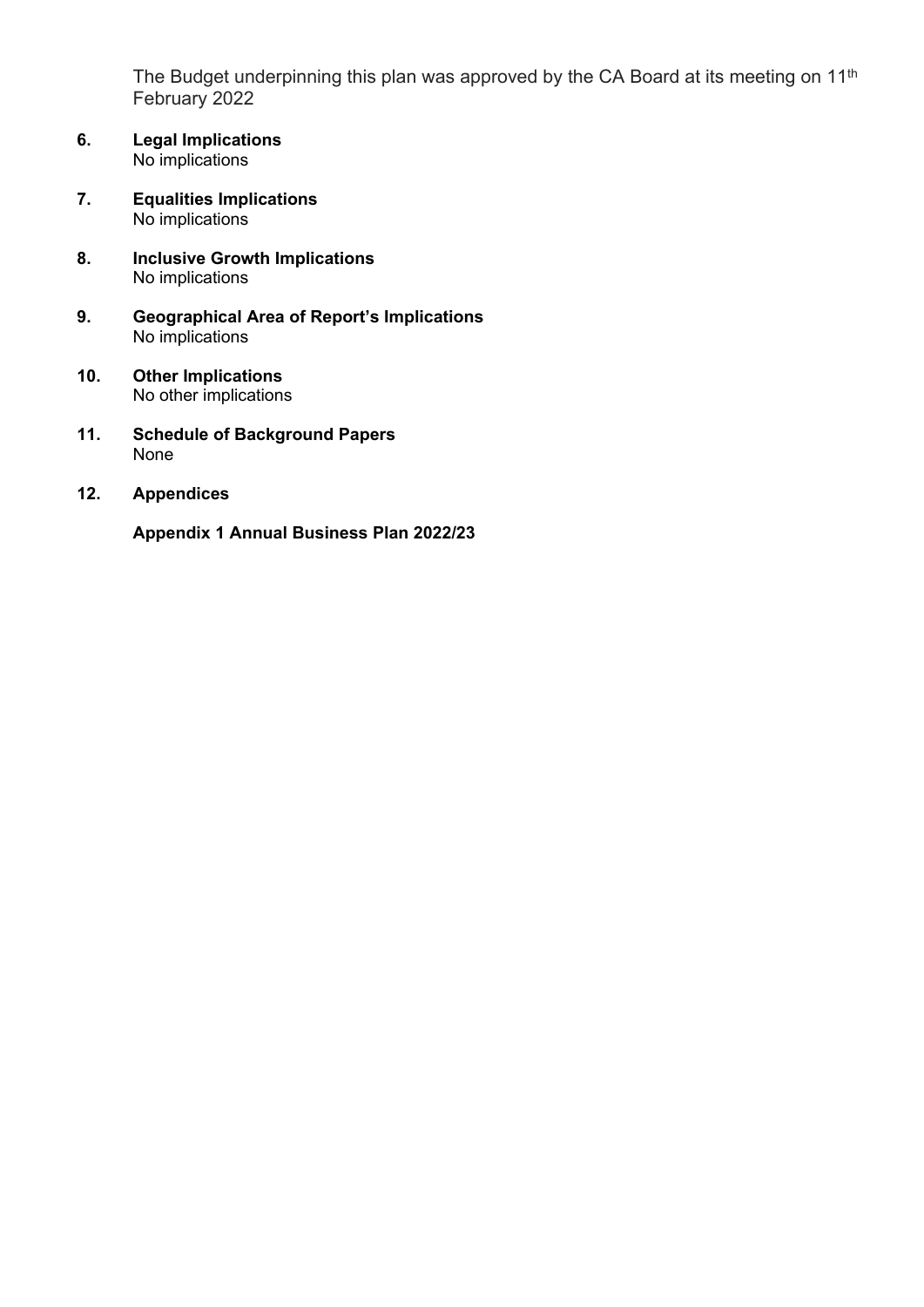The Budget underpinning this plan was approved by the CA Board at its meeting on 11th February 2022

**6. Legal Implications**

No implications

**7. Equalities Implications**

No implications

**8. Inclusive Growth Implications**

No implications

**9. Geographical Area of Report's Implications**

No implications

**10. Other Implications**

No other implications

**11. Schedule of Background Papers**

None

**12. Appendices**

**Appendix 1 Annual Business Plan 2022/23**